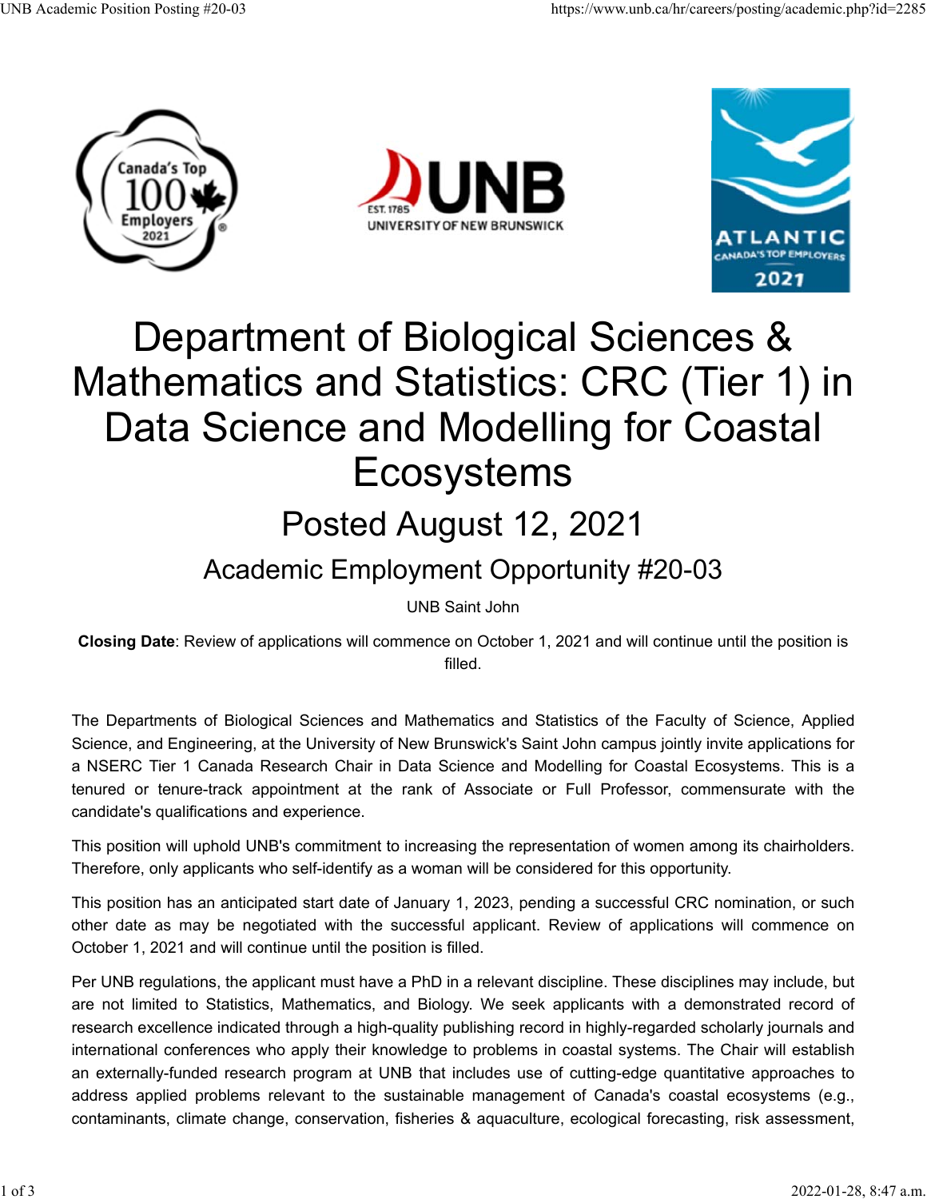# Department of Biological Sciences & Mathematics and Statistics: CRC (Tier 1) in Data Science and Modelling for Coastal Ecosystems

## Posted August 12, 2021

### Academic Employment Opportunity #20-03

UNB Saint John

**Closing Date**: Review of applications will commence on October 1, 2021 and will continue until the position is filled.

The Departments of Biological Sciences and Mathematics and Statistics of the Faculty of Science, Applied Science, and Engineering, at the University of New Brunswick's Saint John campus jointly invite applications for a NSERC Tier 1 Canada Research Chair in Data Science and Modelling for Coastal Ecosystems. This is a tenured or tenure-track appointment at the rank of Associate or Full Professor, commensurate with the candidate's qualifications and experience.

This position will uphold UNB's commitment to increasing the representation of women among its chairholders. Therefore, only applicants who self-identify as a woman will be considered for this opportunity.

This position has an anticipated start date of January 1, 2023, pending a successful CRC nomination, or such other date as may be negotiated with the successful applicant. Review of applications will commence on October 1, 2021 and will continue until the position is filled.

Per UNB regulations, the applicant must have a PhD in a relevant discipline. These disciplines may include, but are not limited to Statistics, Mathematics, and Biology. We seek applicants with a demonstrated record of research excellence indicated through a high-quality publishing record in highly-regarded scholarly journals and international conferences who apply their knowledge to problems in coastal systems. The Chair will establish an externally-funded research program at UNB that includes use of cutting-edge quantitative approaches to address applied problems relevant to the sustainable management of Canada's coastal ecosystems (e.g., contaminants, climate change, conservation, fisheries & aquaculture, ecological forecasting, risk assessment,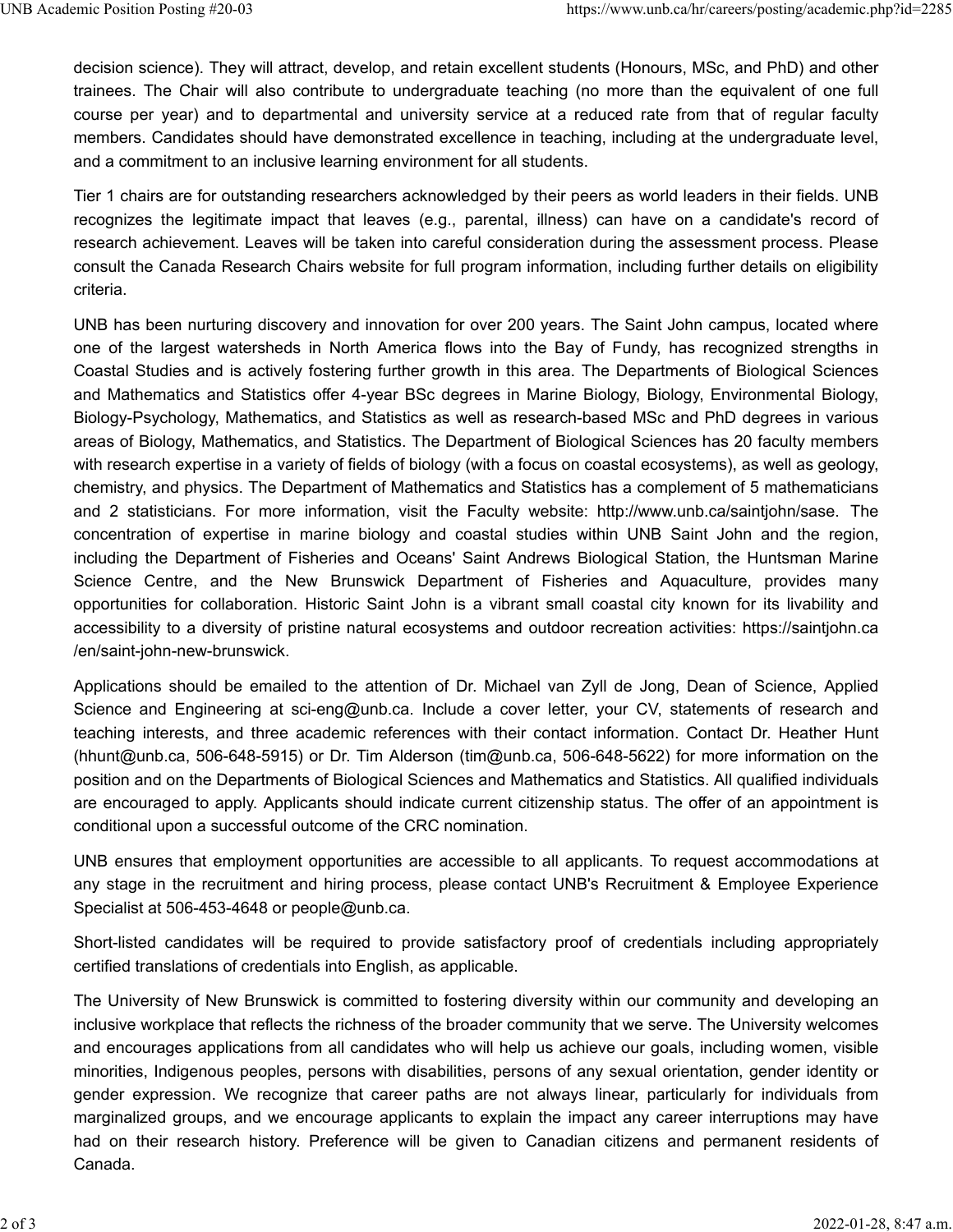decision science). They will attract, develop, and retain excellent students (Honours, MSc, and PhD) and other trainees. The Chair will also contribute to undergraduate teaching (no more than the equivalent of one full course per year) and to departmental and university service at a reduced rate from that of regular faculty members. Candidates should have demonstrated excellence in teaching, including at the undergraduate level, and a commitment to an inclusive learning environment for all students.

Tier 1 chairs are for outstanding researchers acknowledged by their peers as world leaders in their fields. UNB recognizes the legitimate impact that leaves (e.g., parental, illness) can have on a candidate's record of research achievement. Leaves will be taken into careful consideration during the assessment process. Please consult the Canada Research Chairs website for full program information, including further details on eligibility criteria.

UNB has been nurturing discovery and innovation for over 200 years. The Saint John campus, located where one of the largest watersheds in North America flows into the Bay of Fundy, has recognized strengths in Coastal Studies and is actively fostering further growth in this area. The Departments of Biological Sciences and Mathematics and Statistics offer 4-year BSc degrees in Marine Biology, Biology, Environmental Biology, Biology-Psychology, Mathematics, and Statistics as well as research-based MSc and PhD degrees in various areas of Biology, Mathematics, and Statistics. The Department of Biological Sciences has 20 faculty members with research expertise in a variety of fields of biology (with a focus on coastal ecosystems), as well as geology, chemistry, and physics. The Department of Mathematics and Statistics has a complement of 5 mathematicians and 2 statisticians. For more information, visit the Faculty website: http://www.unb.ca/saintjohn/sase. The concentration of expertise in marine biology and coastal studies within UNB Saint John and the region, including the Department of Fisheries and Oceans' Saint Andrews Biological Station, the Huntsman Marine Science Centre, and the New Brunswick Department of Fisheries and Aquaculture, provides many opportunities for collaboration. Historic Saint John is a vibrant small coastal city known for its livability and accessibility to a diversity of pristine natural ecosystems and outdoor recreation activities: https://saintjohn.ca/en/saint-john-new-brunswick.

Applications should be emailed to the attention of Dr. Michael van Zyll de Jong, Dean of Science, Applied Science and Engineering at sci-eng@unb.ca. Include a cover letter, your CV, statements of research and teaching interests, and three academic references with their contact information. Contact Dr. Heather Hunt (hhunt@unb.ca, 506-648-5915) or Dr. Tim Alderson (tim@unb.ca, 506-648-5622) for more information on the position and on the Departments of Biological Sciences and Mathematics and Statistics. All qualified individuals are encouraged to apply. Applicants should indicate current citizenship status. The offer of an appointment is conditional upon a successful outcome of the CRC nomination.

UNB ensures that employment opportunities are accessible to all applicants. To request accommodations at any stage in the recruitment and hiring process, please contact UNB's Recruitment & Employee Experience Specialist at 506-453-4648 or people@unb.ca.

Short-listed candidates will be required to provide satisfactory proof of credentials including appropriately certified translations of credentials into English, as applicable.

The University of New Brunswick is committed to fostering diversity within our community and developing an inclusive workplace that reflects the richness of the broader community that we serve. The University welcomes and encourages applications from all candidates who will help us achieve our goals, including women, visible minorities, Indigenous peoples, persons with disabilities, persons of any sexual orientation, gender identity or gender expression. We recognize that career paths are not always linear, particularly for individuals from marginalized groups, and we encourage applicants to explain the impact any career interruptions may have had on their research history. Preference will be given to Canadian citizens and permanent residents of Canada.